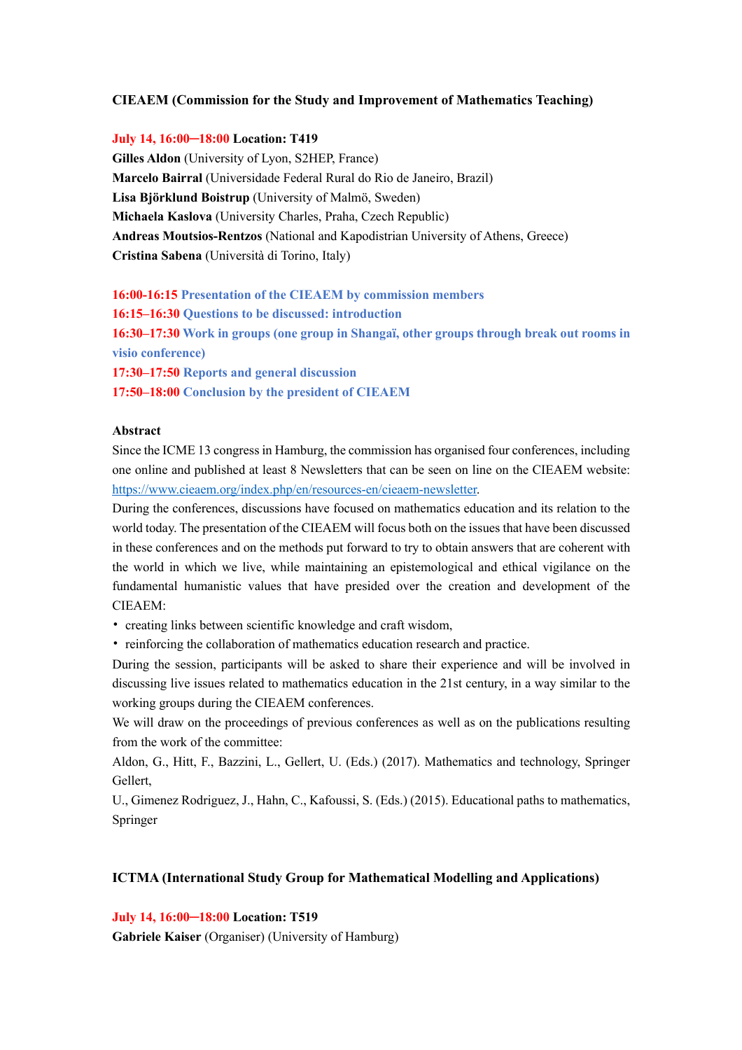**CIEAEM (Commission for the Study and Improvement of Mathematics Teaching)**

**July 14, 16:00–18:00 Location: T419**

**Gilles Aldon** (University of Lyon, S2HEP, France)
**Marcelo Bairral** (Universidade Federal Rural do Rio de Janeiro, Brazil)
**Lisa Björklund Boistrup** (University of Malmö, Sweden)
**Michaela Kaslova** (University Charles, Praha, Czech Republic)
**Andreas Moutsios-Rentzos** (National and Kapodistrian University of Athens, Greece)
**Cristina Sabena** (Università di Torino, Italy)

**16:00-16:15 Presentation of the CIEAEM by commission members**
**16:15–16:30 Questions to be discussed: introduction**
**16:30–17:30 Work in groups (one group in Shangaï, other groups through break out rooms in visio conference)**
**17:30–17:50 Reports and general discussion**
**17:50–18:00 Conclusion by the president of CIEAEM**

**Abstract**

Since the ICME 13 congress in Hamburg, the commission has organised four conferences, including one online and published at least 8 Newsletters that can be seen on line on the CIEAEM website: https://www.cieaem.org/index.php/en/resources-en/cieaem-newsletter.

During the conferences, discussions have focused on mathematics education and its relation to the world today. The presentation of the CIEAEM will focus both on the issues that have been discussed in these conferences and on the methods put forward to try to obtain answers that are coherent with the world in which we live, while maintaining an epistemological and ethical vigilance on the fundamental humanistic values that have presided over the creation and development of the CIEAEM:

- creating links between scientific knowledge and craft wisdom,
- reinforcing the collaboration of mathematics education research and practice.

During the session, participants will be asked to share their experience and will be involved in discussing live issues related to mathematics education in the 21st century, in a way similar to the working groups during the CIEAEM conferences.

We will draw on the proceedings of previous conferences as well as on the publications resulting from the work of the committee:

Aldon, G., Hitt, F., Bazzini, L., Gellert, U. (Eds.) (2017). Mathematics and technology, Springer Gellert,

U., Gimenez Rodriguez, J., Hahn, C., Kafoussi, S. (Eds.) (2015). Educational paths to mathematics, Springer

**ICTMA (International Study Group for Mathematical Modelling and Applications)**

**July 14, 16:00–18:00 Location: T519**

**Gabriele Kaiser** (Organiser) (University of Hamburg)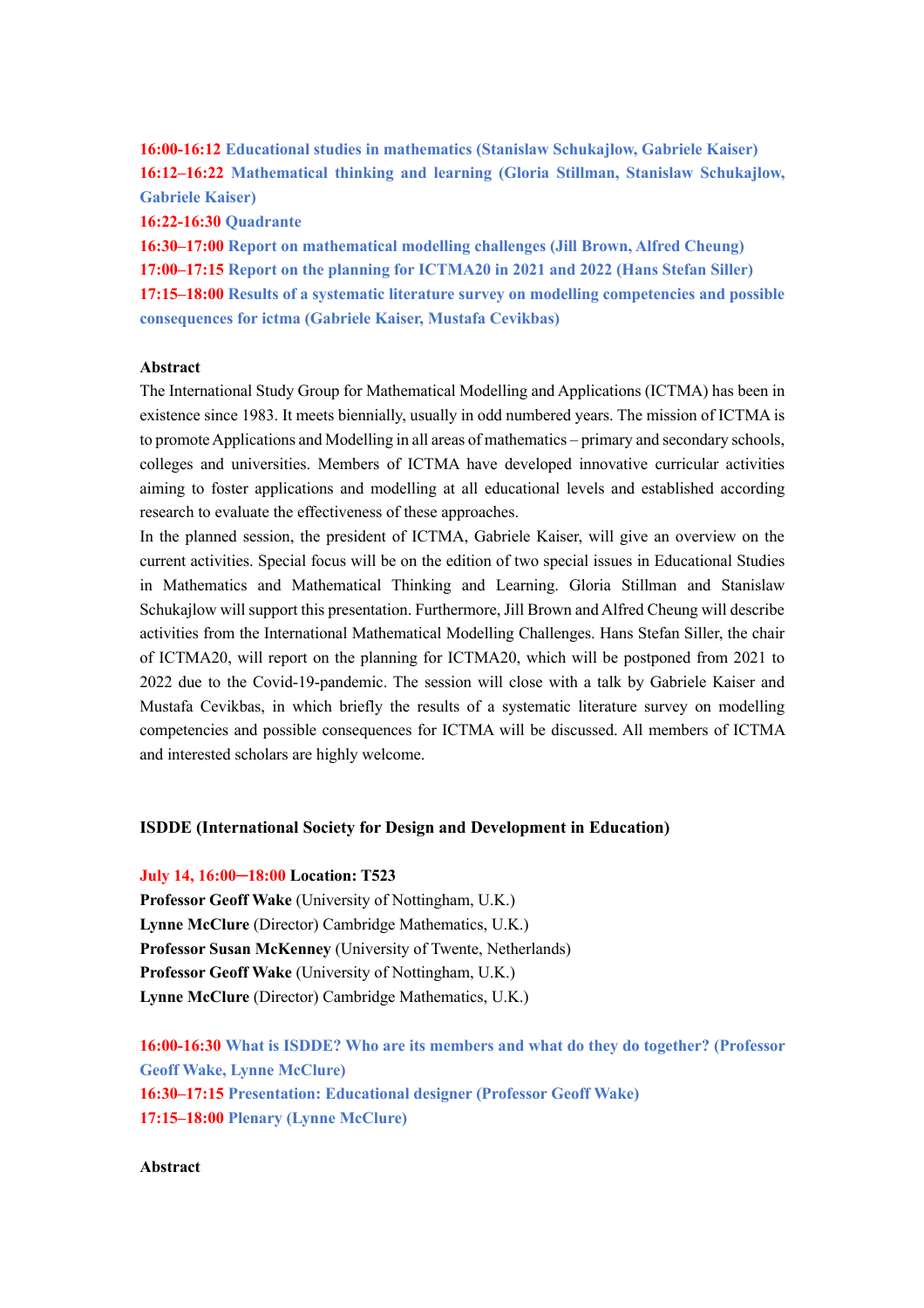**16:00-16:12 Educational studies in mathematics (Stanislaw Schukajlow, Gabriele Kaiser)**
**16:12–16:22 Mathematical thinking and learning (Gloria Stillman, Stanislaw Schukajlow, Gabriele Kaiser)**
**16:22-16:30 Quadrante**
**16:30–17:00 Report on mathematical modelling challenges (Jill Brown, Alfred Cheung)**
**17:00–17:15 Report on the planning for ICTMA20 in 2021 and 2022 (Hans Stefan Siller)**
**17:15–18:00 Results of a systematic literature survey on modelling competencies and possible consequences for ictma (Gabriele Kaiser, Mustafa Cevikbas)**

**Abstract**

The International Study Group for Mathematical Modelling and Applications (ICTMA) has been in existence since 1983. It meets biennially, usually in odd numbered years. The mission of ICTMA is to promote Applications and Modelling in all areas of mathematics – primary and secondary schools, colleges and universities. Members of ICTMA have developed innovative curricular activities aiming to foster applications and modelling at all educational levels and established according research to evaluate the effectiveness of these approaches.
In the planned session, the president of ICTMA, Gabriele Kaiser, will give an overview on the current activities. Special focus will be on the edition of two special issues in Educational Studies in Mathematics and Mathematical Thinking and Learning. Gloria Stillman and Stanislaw Schukajlow will support this presentation. Furthermore, Jill Brown and Alfred Cheung will describe activities from the International Mathematical Modelling Challenges. Hans Stefan Siller, the chair of ICTMA20, will report on the planning for ICTMA20, which will be postponed from 2021 to 2022 due to the Covid-19-pandemic. The session will close with a talk by Gabriele Kaiser and Mustafa Cevikbas, in which briefly the results of a systematic literature survey on modelling competencies and possible consequences for ICTMA will be discussed. All members of ICTMA and interested scholars are highly welcome.

**ISDDE (International Society for Design and Development in Education)**

**July 14, 16:00─18:00 Location: T523**
**Professor Geoff Wake** (University of Nottingham, U.K.)
**Lynne McClure** (Director) Cambridge Mathematics, U.K.)
**Professor Susan McKenney** (University of Twente, Netherlands)
**Professor Geoff Wake** (University of Nottingham, U.K.)
**Lynne McClure** (Director) Cambridge Mathematics, U.K.)

**16:00-16:30 What is ISDDE? Who are its members and what do they do together? (Professor Geoff Wake, Lynne McClure)**
**16:30–17:15 Presentation: Educational designer (Professor Geoff Wake)**
**17:15–18:00 Plenary (Lynne McClure)**

**Abstract**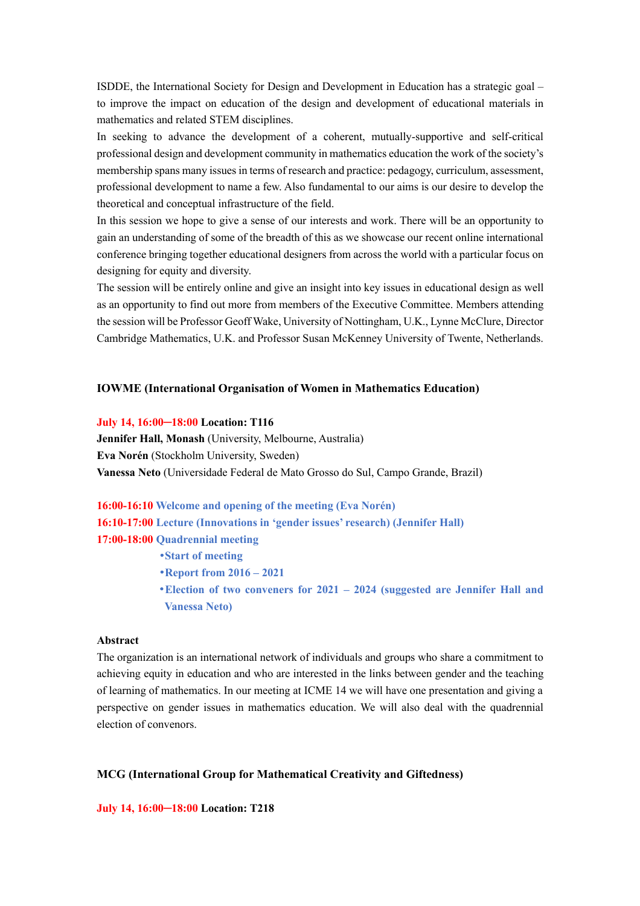ISDDE, the International Society for Design and Development in Education has a strategic goal – to improve the impact on education of the design and development of educational materials in mathematics and related STEM disciplines.

In seeking to advance the development of a coherent, mutually-supportive and self-critical professional design and development community in mathematics education the work of the society's membership spans many issues in terms of research and practice: pedagogy, curriculum, assessment, professional development to name a few. Also fundamental to our aims is our desire to develop the theoretical and conceptual infrastructure of the field.

In this session we hope to give a sense of our interests and work. There will be an opportunity to gain an understanding of some of the breadth of this as we showcase our recent online international conference bringing together educational designers from across the world with a particular focus on designing for equity and diversity.

The session will be entirely online and give an insight into key issues in educational design as well as an opportunity to find out more from members of the Executive Committee. Members attending the session will be Professor Geoff Wake, University of Nottingham, U.K., Lynne McClure, Director Cambridge Mathematics, U.K. and Professor Susan McKenney University of Twente, Netherlands.

## IOWME (International Organisation of Women in Mathematics Education)

**July 14, 16:00–18:00 Location: T116**

**Jennifer Hall, Monash** (University, Melbourne, Australia)
**Eva Norén** (Stockholm University, Sweden)
**Vanessa Neto** (Universidade Federal de Mato Grosso do Sul, Campo Grande, Brazil)

**16:00-16:10 Welcome and opening of the meeting (Eva Norén)**
**16:10-17:00 Lecture (Innovations in 'gender issues' research) (Jennifer Hall)**
**17:00-18:00 Quadrennial meeting**

- **Start of meeting**
- **Report from 2016 – 2021**
- **Election of two conveners for 2021 – 2024 (suggested are Jennifer Hall and Vanessa Neto)**

**Abstract**

The organization is an international network of individuals and groups who share a commitment to achieving equity in education and who are interested in the links between gender and the teaching of learning of mathematics. In our meeting at ICME 14 we will have one presentation and giving a perspective on gender issues in mathematics education. We will also deal with the quadrennial election of convenors.

## MCG (International Group for Mathematical Creativity and Giftedness)

**July 14, 16:00–18:00 Location: T218**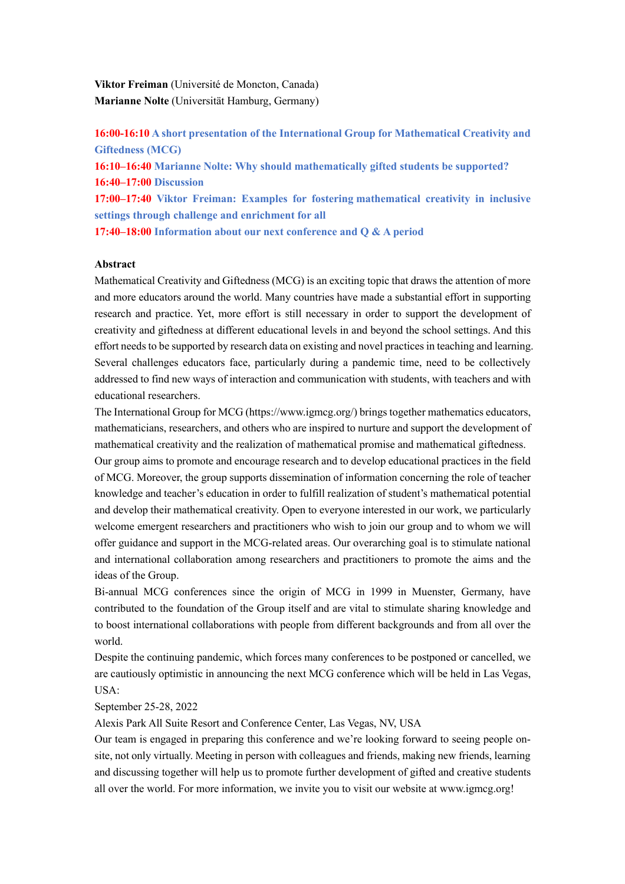**Viktor Freiman** (Université de Moncton, Canada)
**Marianne Nolte** (Universität Hamburg, Germany)

**16:00-16:10 A short presentation of the International Group for Mathematical Creativity and Giftedness (MCG)**
**16:10–16:40 Marianne Nolte: Why should mathematically gifted students be supported?**
**16:40–17:00 Discussion**
**17:00–17:40 Viktor Freiman: Examples for fostering mathematical creativity in inclusive settings through challenge and enrichment for all**
**17:40–18:00 Information about our next conference and Q & A period**

**Abstract**

Mathematical Creativity and Giftedness (MCG) is an exciting topic that draws the attention of more and more educators around the world. Many countries have made a substantial effort in supporting research and practice. Yet, more effort is still necessary in order to support the development of creativity and giftedness at different educational levels in and beyond the school settings. And this effort needs to be supported by research data on existing and novel practices in teaching and learning. Several challenges educators face, particularly during a pandemic time, need to be collectively addressed to find new ways of interaction and communication with students, with teachers and with educational researchers.

The International Group for MCG (https://www.igmcg.org/) brings together mathematics educators, mathematicians, researchers, and others who are inspired to nurture and support the development of mathematical creativity and the realization of mathematical promise and mathematical giftedness.

Our group aims to promote and encourage research and to develop educational practices in the field of MCG. Moreover, the group supports dissemination of information concerning the role of teacher knowledge and teacher's education in order to fulfill realization of student's mathematical potential and develop their mathematical creativity. Open to everyone interested in our work, we particularly welcome emergent researchers and practitioners who wish to join our group and to whom we will offer guidance and support in the MCG-related areas. Our overarching goal is to stimulate national and international collaboration among researchers and practitioners to promote the aims and the ideas of the Group.

Bi-annual MCG conferences since the origin of MCG in 1999 in Muenster, Germany, have contributed to the foundation of the Group itself and are vital to stimulate sharing knowledge and to boost international collaborations with people from different backgrounds and from all over the world.

Despite the continuing pandemic, which forces many conferences to be postponed or cancelled, we are cautiously optimistic in announcing the next MCG conference which will be held in Las Vegas, USA:

September 25-28, 2022

Alexis Park All Suite Resort and Conference Center, Las Vegas, NV, USA

Our team is engaged in preparing this conference and we're looking forward to seeing people on-site, not only virtually. Meeting in person with colleagues and friends, making new friends, learning and discussing together will help us to promote further development of gifted and creative students all over the world. For more information, we invite you to visit our website at www.igmcg.org!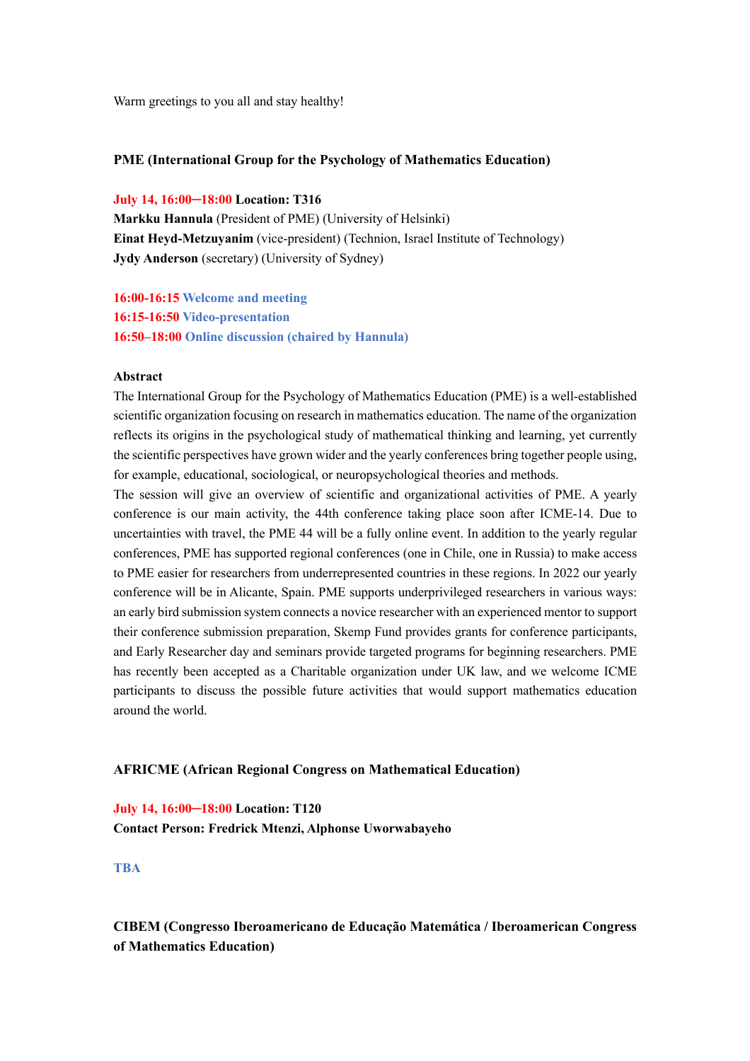Warm greetings to you all and stay healthy!

**PME (International Group for the Psychology of Mathematics Education)**

**July 14, 16:00–18:00 Location: T316**
**Markku Hannula** (President of PME) (University of Helsinki)
**Einat Heyd-Metzuyanim** (vice-president) (Technion, Israel Institute of Technology)
**Jydy Anderson** (secretary) (University of Sydney)

**16:00-16:15 Welcome and meeting**
**16:15-16:50 Video-presentation**
**16:50–18:00 Online discussion (chaired by Hannula)**

**Abstract**
The International Group for the Psychology of Mathematics Education (PME) is a well-established scientific organization focusing on research in mathematics education. The name of the organization reflects its origins in the psychological study of mathematical thinking and learning, yet currently the scientific perspectives have grown wider and the yearly conferences bring together people using, for example, educational, sociological, or neuropsychological theories and methods.
The session will give an overview of scientific and organizational activities of PME. A yearly conference is our main activity, the 44th conference taking place soon after ICME-14. Due to uncertainties with travel, the PME 44 will be a fully online event. In addition to the yearly regular conferences, PME has supported regional conferences (one in Chile, one in Russia) to make access to PME easier for researchers from underrepresented countries in these regions. In 2022 our yearly conference will be in Alicante, Spain. PME supports underprivileged researchers in various ways: an early bird submission system connects a novice researcher with an experienced mentor to support their conference submission preparation, Skemp Fund provides grants for conference participants, and Early Researcher day and seminars provide targeted programs for beginning researchers. PME has recently been accepted as a Charitable organization under UK law, and we welcome ICME participants to discuss the possible future activities that would support mathematics education around the world.

**AFRICME (African Regional Congress on Mathematical Education)**

**July 14, 16:00–18:00 Location: T120**
**Contact Person: Fredrick Mtenzi, Alphonse Uworwabayeho**

**TBA**

**CIBEM (Congresso Iberoamericano de Educação Matemática / Iberoamerican Congress of Mathematics Education)**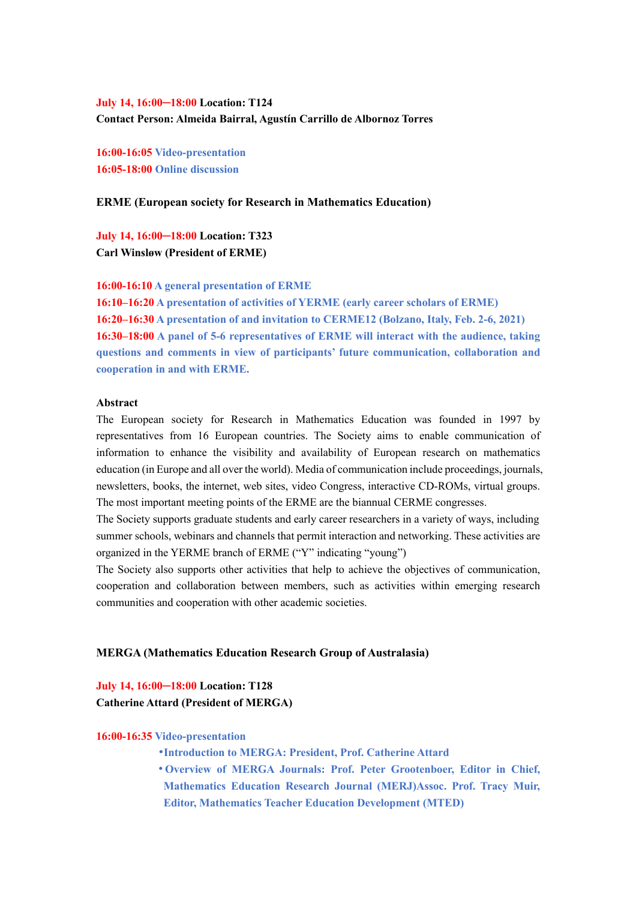**July 14, 16:00─18:00 Location: T124**
**Contact Person: Almeida Bairral, Agustín Carrillo de Albornoz Torres**

**16:00-16:05 Video-presentation**
**16:05-18:00 Online discussion**

**ERME (European society for Research in Mathematics Education)**

**July 14, 16:00─18:00 Location: T323**
**Carl Winsløw (President of ERME)**

**16:00-16:10 A general presentation of ERME**
**16:10–16:20 A presentation of activities of YERME (early career scholars of ERME)**
**16:20–16:30 A presentation of and invitation to CERME12 (Bolzano, Italy, Feb. 2-6, 2021)**
**16:30–18:00 A panel of 5-6 representatives of ERME will interact with the audience, taking questions and comments in view of participants' future communication, collaboration and cooperation in and with ERME.**

**Abstract**

The European society for Research in Mathematics Education was founded in 1997 by representatives from 16 European countries. The Society aims to enable communication of information to enhance the visibility and availability of European research on mathematics education (in Europe and all over the world). Media of communication include proceedings, journals, newsletters, books, the internet, web sites, video Congress, interactive CD-ROMs, virtual groups. The most important meeting points of the ERME are the biannual CERME congresses.

The Society supports graduate students and early career researchers in a variety of ways, including summer schools, webinars and channels that permit interaction and networking. These activities are organized in the YERME branch of ERME ("Y" indicating "young")

The Society also supports other activities that help to achieve the objectives of communication, cooperation and collaboration between members, such as activities within emerging research communities and cooperation with other academic societies.

**MERGA (Mathematics Education Research Group of Australasia)**

**July 14, 16:00─18:00 Location: T128**
**Catherine Attard (President of MERGA)**

**16:00-16:35 Video-presentation**

- **Introduction to MERGA: President, Prof. Catherine Attard**
- **Overview of MERGA Journals: Prof. Peter Grootenboer, Editor in Chief, Mathematics Education Research Journal (MERJ)Assoc. Prof. Tracy Muir, Editor, Mathematics Teacher Education Development (MTED)**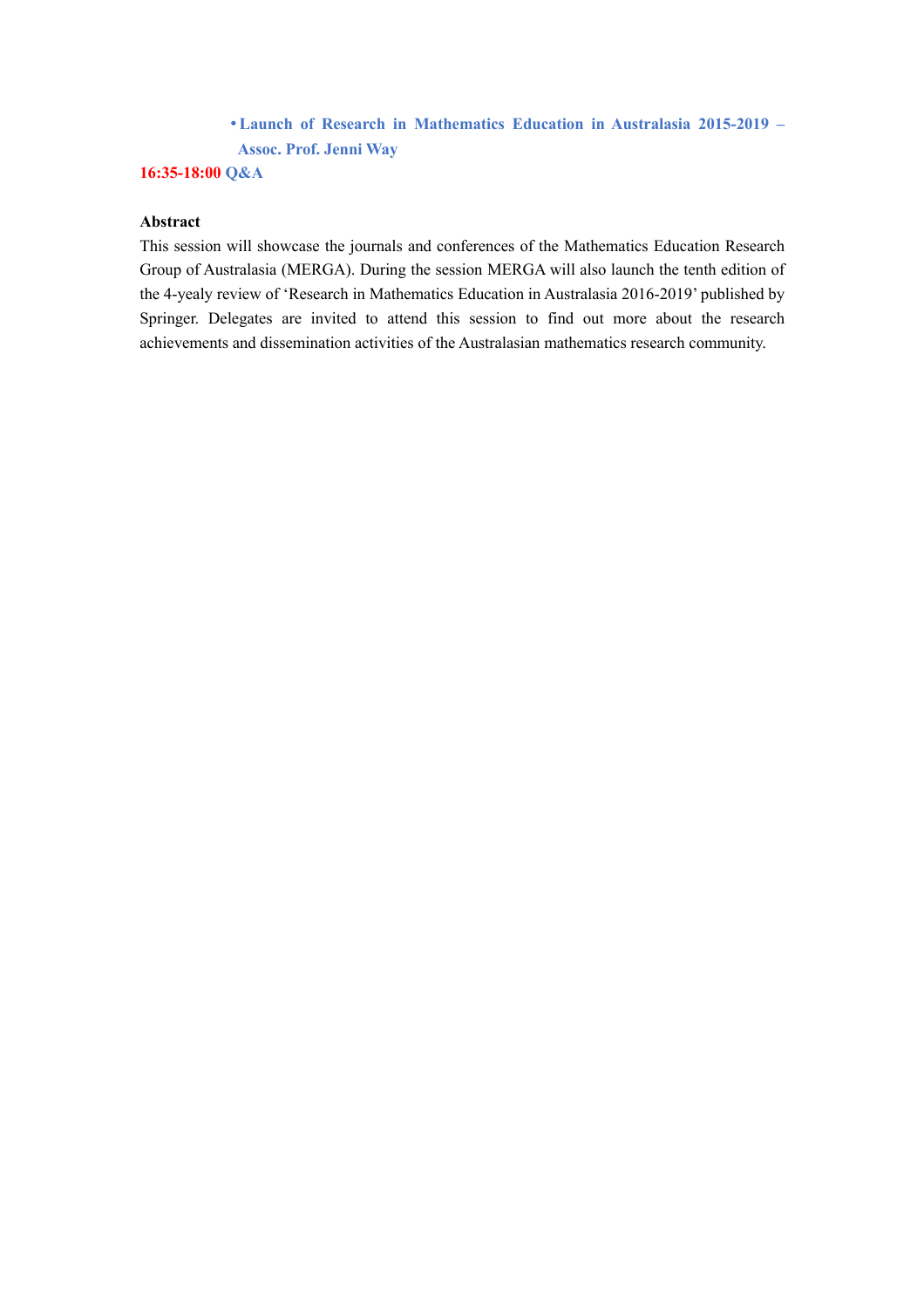- **Launch of Research in Mathematics Education in Australasia 2015-2019 – Assoc. Prof. Jenni Way**

**16:35-18:00 Q&A**

**Abstract**

This session will showcase the journals and conferences of the Mathematics Education Research Group of Australasia (MERGA). During the session MERGA will also launch the tenth edition of the 4-yealy review of 'Research in Mathematics Education in Australasia 2016-2019' published by Springer. Delegates are invited to attend this session to find out more about the research achievements and dissemination activities of the Australasian mathematics research community.